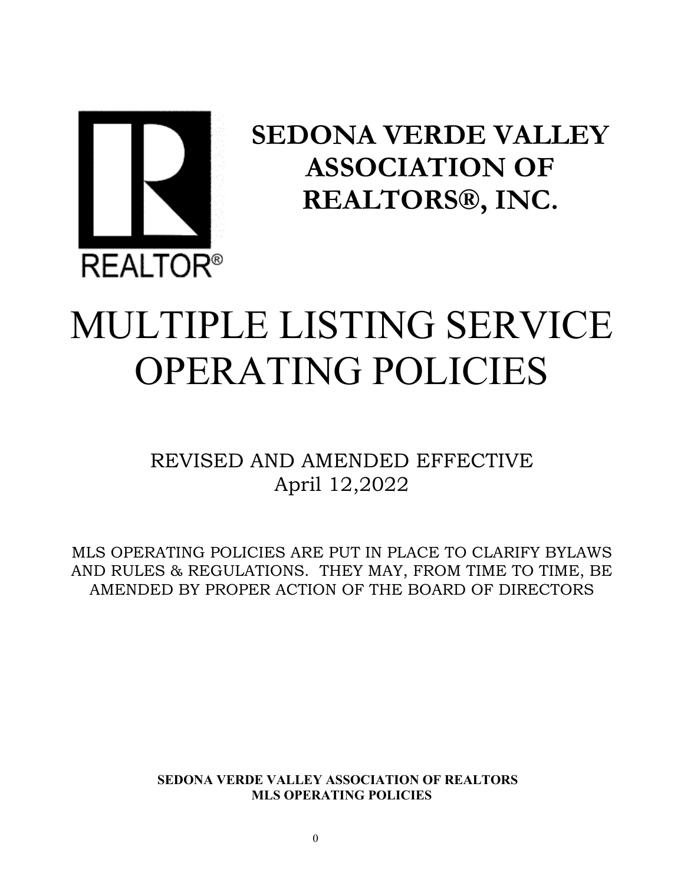REALTOR®

# SEDONA VERDE VALLEY ASSOCIATION OF REALTORS®, INC.

# MULTIPLE LISTING SERVICE OPERATING POLICIES

REVISED AND AMENDED EFFECTIVE
April 12,2022

MLS OPERATING POLICIES ARE PUT IN PLACE TO CLARIFY BYLAWS AND RULES & REGULATIONS. THEY MAY, FROM TIME TO TIME, BE AMENDED BY PROPER ACTION OF THE BOARD OF DIRECTORS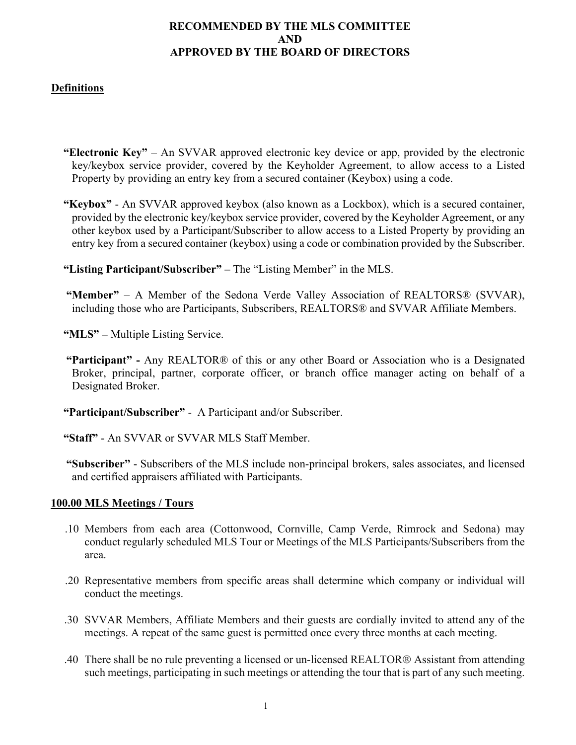**RECOMMENDED BY THE MLS COMMITTEE**
**AND**
**APPROVED BY THE BOARD OF DIRECTORS**

## Definitions

**"Electronic Key"** – An SVVAR approved electronic key device or app, provided by the electronic key/keybox service provider, covered by the Keyholder Agreement, to allow access to a Listed Property by providing an entry key from a secured container (Keybox) using a code.

**"Keybox"** - An SVVAR approved keybox (also known as a Lockbox), which is a secured container, provided by the electronic key/keybox service provider, covered by the Keyholder Agreement, or any other keybox used by a Participant/Subscriber to allow access to a Listed Property by providing an entry key from a secured container (keybox) using a code or combination provided by the Subscriber.

**"Listing Participant/Subscriber" –** The "Listing Member" in the MLS.

**"Member"** – A Member of the Sedona Verde Valley Association of REALTORS® (SVVAR), including those who are Participants, Subscribers, REALTORS® and SVVAR Affiliate Members.

**"MLS" –** Multiple Listing Service.

**"Participant" -** Any REALTOR® of this or any other Board or Association who is a Designated Broker, principal, partner, corporate officer, or branch office manager acting on behalf of a Designated Broker.

**"Participant/Subscriber"** - A Participant and/or Subscriber.

**"Staff"** - An SVVAR or SVVAR MLS Staff Member.

**"Subscriber"** - Subscribers of the MLS include non-principal brokers, sales associates, and licensed and certified appraisers affiliated with Participants.

## 100.00 MLS Meetings / Tours

.10 Members from each area (Cottonwood, Cornville, Camp Verde, Rimrock and Sedona) may conduct regularly scheduled MLS Tour or Meetings of the MLS Participants/Subscribers from the area.

.20 Representative members from specific areas shall determine which company or individual will conduct the meetings.

.30 SVVAR Members, Affiliate Members and their guests are cordially invited to attend any of the meetings. A repeat of the same guest is permitted once every three months at each meeting.

.40 There shall be no rule preventing a licensed or un-licensed REALTOR® Assistant from attending such meetings, participating in such meetings or attending the tour that is part of any such meeting.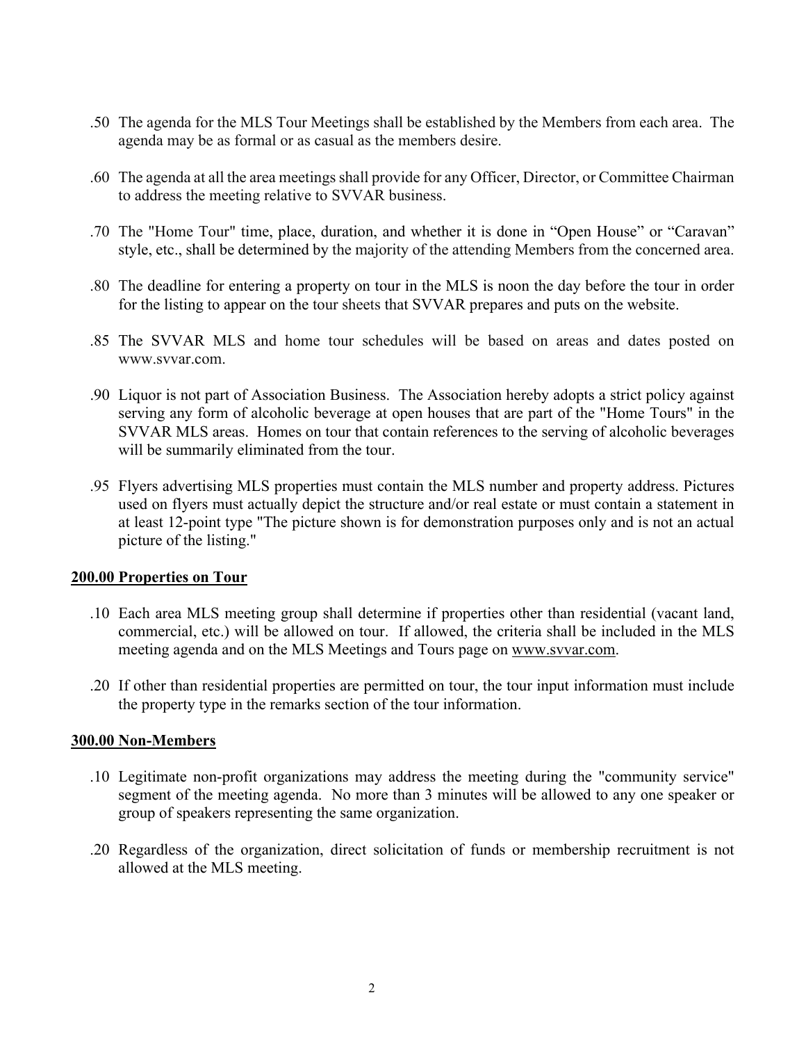.50 The agenda for the MLS Tour Meetings shall be established by the Members from each area. The agenda may be as formal or as casual as the members desire.

.60 The agenda at all the area meetings shall provide for any Officer, Director, or Committee Chairman to address the meeting relative to SVVAR business.

.70 The "Home Tour" time, place, duration, and whether it is done in “Open House” or “Caravan” style, etc., shall be determined by the majority of the attending Members from the concerned area.

.80 The deadline for entering a property on tour in the MLS is noon the day before the tour in order for the listing to appear on the tour sheets that SVVAR prepares and puts on the website.

.85 The SVVAR MLS and home tour schedules will be based on areas and dates posted on www.svvar.com.

.90 Liquor is not part of Association Business. The Association hereby adopts a strict policy against serving any form of alcoholic beverage at open houses that are part of the "Home Tours" in the SVVAR MLS areas. Homes on tour that contain references to the serving of alcoholic beverages will be summarily eliminated from the tour.

.95 Flyers advertising MLS properties must contain the MLS number and property address. Pictures used on flyers must actually depict the structure and/or real estate or must contain a statement in at least 12-point type "The picture shown is for demonstration purposes only and is not an actual picture of the listing."

**200.00 Properties on Tour**

.10 Each area MLS meeting group shall determine if properties other than residential (vacant land, commercial, etc.) will be allowed on tour. If allowed, the criteria shall be included in the MLS meeting agenda and on the MLS Meetings and Tours page on www.svvar.com.

.20 If other than residential properties are permitted on tour, the tour input information must include the property type in the remarks section of the tour information.

**300.00 Non-Members**

.10 Legitimate non-profit organizations may address the meeting during the "community service" segment of the meeting agenda. No more than 3 minutes will be allowed to any one speaker or group of speakers representing the same organization.

.20 Regardless of the organization, direct solicitation of funds or membership recruitment is not allowed at the MLS meeting.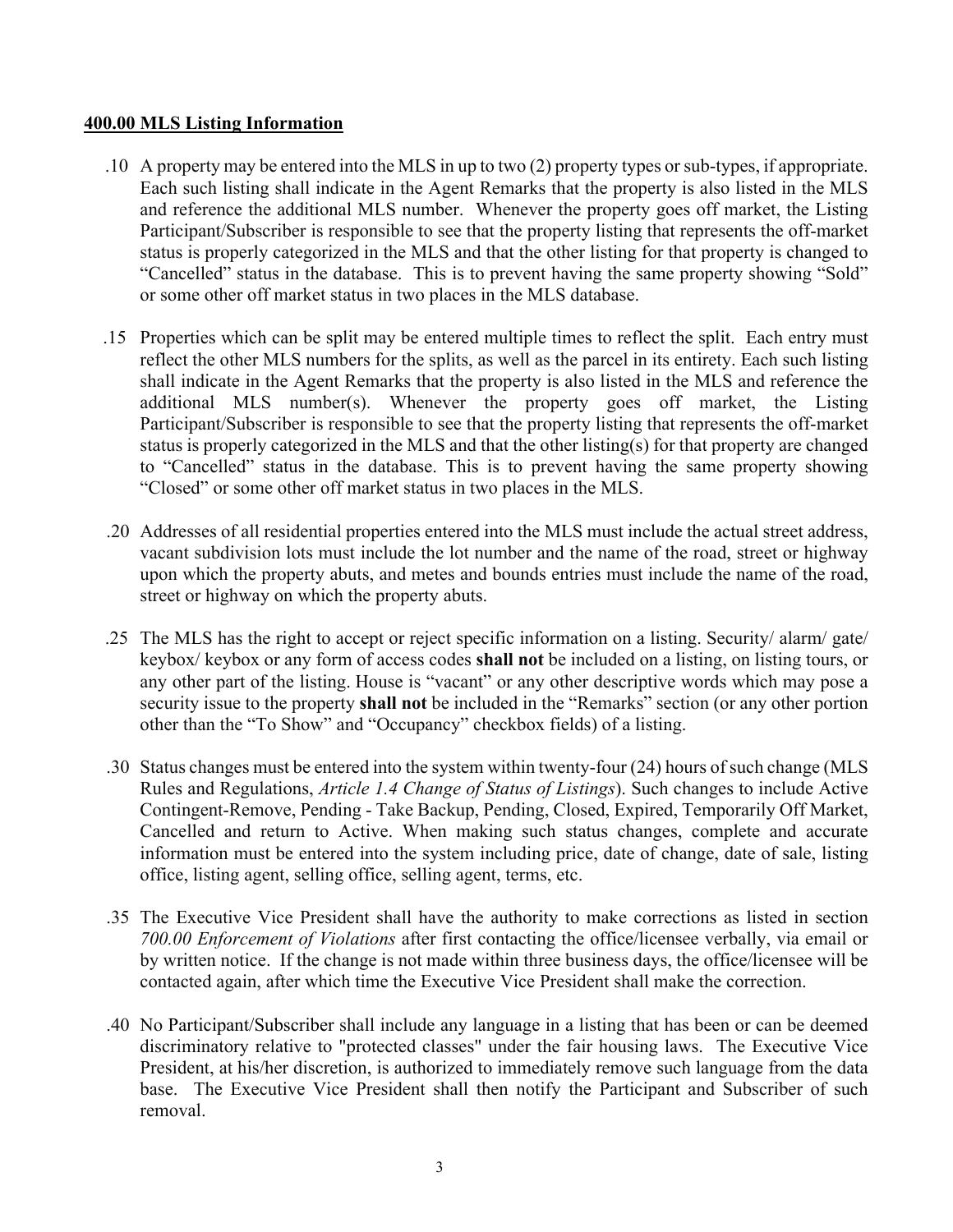## **400.00 MLS Listing Information**

.10 A property may be entered into the MLS in up to two (2) property types or sub-types, if appropriate. Each such listing shall indicate in the Agent Remarks that the property is also listed in the MLS and reference the additional MLS number. Whenever the property goes off market, the Listing Participant/Subscriber is responsible to see that the property listing that represents the off-market status is properly categorized in the MLS and that the other listing for that property is changed to "Cancelled" status in the database. This is to prevent having the same property showing "Sold" or some other off market status in two places in the MLS database.

.15 Properties which can be split may be entered multiple times to reflect the split. Each entry must reflect the other MLS numbers for the splits, as well as the parcel in its entirety. Each such listing shall indicate in the Agent Remarks that the property is also listed in the MLS and reference the additional MLS number(s). Whenever the property goes off market, the Listing Participant/Subscriber is responsible to see that the property listing that represents the off-market status is properly categorized in the MLS and that the other listing(s) for that property are changed to "Cancelled" status in the database. This is to prevent having the same property showing "Closed" or some other off market status in two places in the MLS.

.20 Addresses of all residential properties entered into the MLS must include the actual street address, vacant subdivision lots must include the lot number and the name of the road, street or highway upon which the property abuts, and metes and bounds entries must include the name of the road, street or highway on which the property abuts.

.25 The MLS has the right to accept or reject specific information on a listing. Security/ alarm/ gate/ keybox/ keybox or any form of access codes **shall not** be included on a listing, on listing tours, or any other part of the listing. House is "vacant" or any other descriptive words which may pose a security issue to the property **shall not** be included in the "Remarks" section (or any other portion other than the "To Show" and "Occupancy" checkbox fields) of a listing.

.30 Status changes must be entered into the system within twenty-four (24) hours of such change (MLS Rules and Regulations, *Article 1.4 Change of Status of Listings*). Such changes to include Active Contingent-Remove, Pending - Take Backup, Pending, Closed, Expired, Temporarily Off Market, Cancelled and return to Active. When making such status changes, complete and accurate information must be entered into the system including price, date of change, date of sale, listing office, listing agent, selling office, selling agent, terms, etc.

.35 The Executive Vice President shall have the authority to make corrections as listed in section *700.00 Enforcement of Violations* after first contacting the office/licensee verbally, via email or by written notice. If the change is not made within three business days, the office/licensee will be contacted again, after which time the Executive Vice President shall make the correction.

.40 No Participant/Subscriber shall include any language in a listing that has been or can be deemed discriminatory relative to "protected classes" under the fair housing laws. The Executive Vice President, at his/her discretion, is authorized to immediately remove such language from the data base. The Executive Vice President shall then notify the Participant and Subscriber of such removal.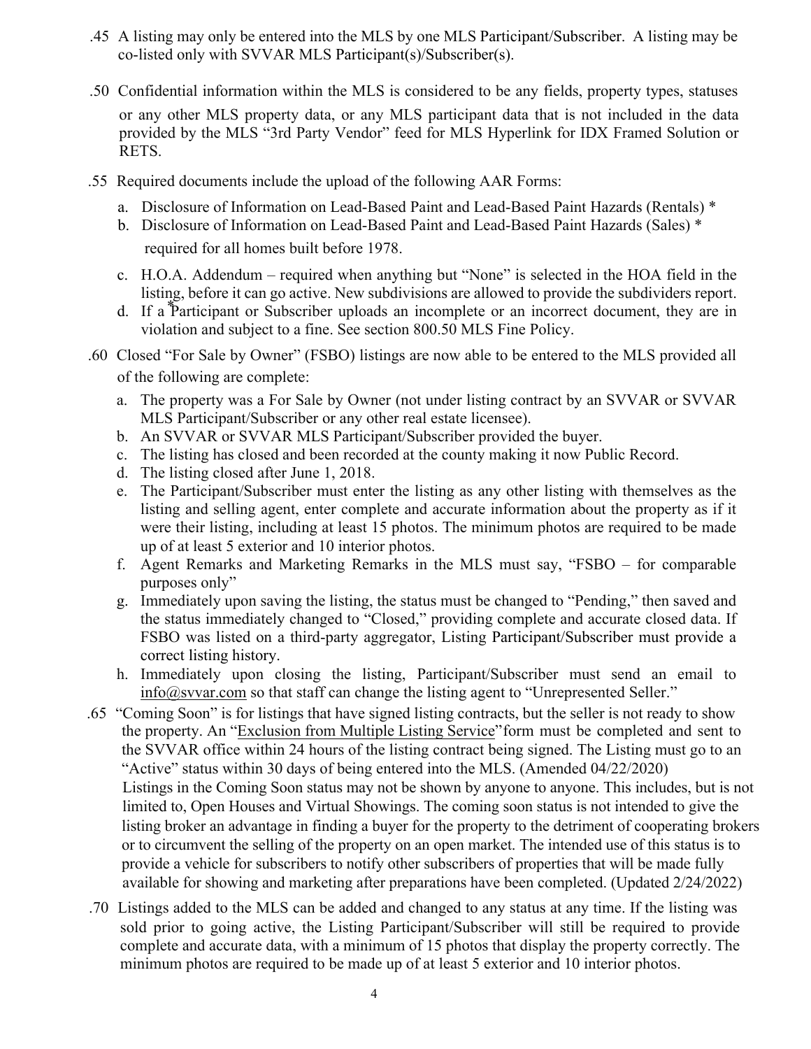.45 A listing may only be entered into the MLS by one MLS Participant/Subscriber. A listing may be co-listed only with SVVAR MLS Participant(s)/Subscriber(s).

.50 Confidential information within the MLS is considered to be any fields, property types, statuses or any other MLS property data, or any MLS participant data that is not included in the data provided by the MLS "3rd Party Vendor" feed for MLS Hyperlink for IDX Framed Solution or RETS.

.55 Required documents include the upload of the following AAR Forms:

a. Disclosure of Information on Lead-Based Paint and Lead-Based Paint Hazards (Rentals) *
b. Disclosure of Information on Lead-Based Paint and Lead-Based Paint Hazards (Sales) *
   required for all homes built before 1978.
c. H.O.A. Addendum – required when anything but "None" is selected in the HOA field in the listing, before it can go active. New subdivisions are allowed to provide the subdividers report.
d. If a *Participant or Subscriber uploads an incomplete or an incorrect document, they are in violation and subject to a fine. See section 800.50 MLS Fine Policy.

.60 Closed "For Sale by Owner" (FSBO) listings are now able to be entered to the MLS provided all of the following are complete:

a. The property was a For Sale by Owner (not under listing contract by an SVVAR or SVVAR MLS Participant/Subscriber or any other real estate licensee).
b. An SVVAR or SVVAR MLS Participant/Subscriber provided the buyer.
c. The listing has closed and been recorded at the county making it now Public Record.
d. The listing closed after June 1, 2018.
e. The Participant/Subscriber must enter the listing as any other listing with themselves as the listing and selling agent, enter complete and accurate information about the property as if it were their listing, including at least 15 photos. The minimum photos are required to be made up of at least 5 exterior and 10 interior photos.
f. Agent Remarks and Marketing Remarks in the MLS must say, "FSBO – for comparable purposes only"
g. Immediately upon saving the listing, the status must be changed to "Pending," then saved and the status immediately changed to "Closed," providing complete and accurate closed data. If FSBO was listed on a third-party aggregator, Listing Participant/Subscriber must provide a correct listing history.
h. Immediately upon closing the listing, Participant/Subscriber must send an email to info@svvar.com so that staff can change the listing agent to "Unrepresented Seller."

.65 "Coming Soon" is for listings that have signed listing contracts, but the seller is not ready to show the property. An "Exclusion from Multiple Listing Service" form must be completed and sent to the SVVAR office within 24 hours of the listing contract being signed. The Listing must go to an "Active" status within 30 days of being entered into the MLS. (Amended 04/22/2020)
Listings in the Coming Soon status may not be shown by anyone to anyone. This includes, but is not limited to, Open Houses and Virtual Showings. The coming soon status is not intended to give the listing broker an advantage in finding a buyer for the property to the detriment of cooperating brokers or to circumvent the selling of the property on an open market. The intended use of this status is to provide a vehicle for subscribers to notify other subscribers of properties that will be made fully available for showing and marketing after preparations have been completed. (Updated 2/24/2022)

.70 Listings added to the MLS can be added and changed to any status at any time. If the listing was sold prior to going active, the Listing Participant/Subscriber will still be required to provide complete and accurate data, with a minimum of 15 photos that display the property correctly. The minimum photos are required to be made up of at least 5 exterior and 10 interior photos.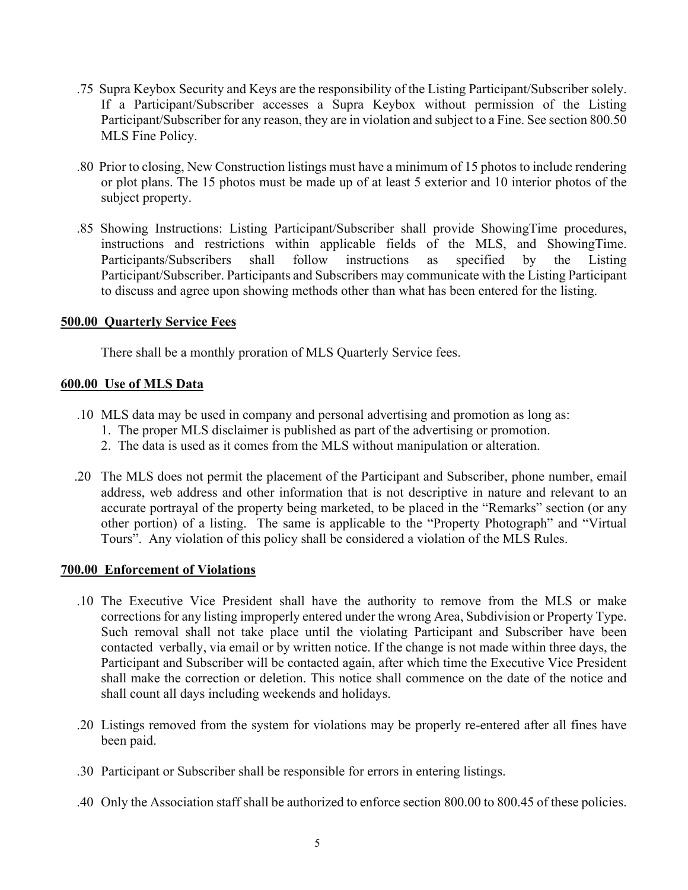.75 Supra Keybox Security and Keys are the responsibility of the Listing Participant/Subscriber solely. If a Participant/Subscriber accesses a Supra Keybox without permission of the Listing Participant/Subscriber for any reason, they are in violation and subject to a Fine. See section 800.50 MLS Fine Policy.

.80 Prior to closing, New Construction listings must have a minimum of 15 photos to include rendering or plot plans. The 15 photos must be made up of at least 5 exterior and 10 interior photos of the subject property.

.85 Showing Instructions: Listing Participant/Subscriber shall provide ShowingTime procedures, instructions and restrictions within applicable fields of the MLS, and ShowingTime. Participants/Subscribers shall follow instructions as specified by the Listing Participant/Subscriber. Participants and Subscribers may communicate with the Listing Participant to discuss and agree upon showing methods other than what has been entered for the listing.

## 500.00 Quarterly Service Fees

There shall be a monthly proration of MLS Quarterly Service fees.

## 600.00 Use of MLS Data

.10 MLS data may be used in company and personal advertising and promotion as long as:

1. The proper MLS disclaimer is published as part of the advertising or promotion.
2. The data is used as it comes from the MLS without manipulation or alteration.

.20 The MLS does not permit the placement of the Participant and Subscriber, phone number, email address, web address and other information that is not descriptive in nature and relevant to an accurate portrayal of the property being marketed, to be placed in the "Remarks" section (or any other portion) of a listing. The same is applicable to the "Property Photograph" and "Virtual Tours". Any violation of this policy shall be considered a violation of the MLS Rules.

## 700.00 Enforcement of Violations

.10 The Executive Vice President shall have the authority to remove from the MLS or make corrections for any listing improperly entered under the wrong Area, Subdivision or Property Type. Such removal shall not take place until the violating Participant and Subscriber have been contacted verbally, via email or by written notice. If the change is not made within three days, the Participant and Subscriber will be contacted again, after which time the Executive Vice President shall make the correction or deletion. This notice shall commence on the date of the notice and shall count all days including weekends and holidays.

.20 Listings removed from the system for violations may be properly re-entered after all fines have been paid.

.30 Participant or Subscriber shall be responsible for errors in entering listings.

.40 Only the Association staff shall be authorized to enforce section 800.00 to 800.45 of these policies.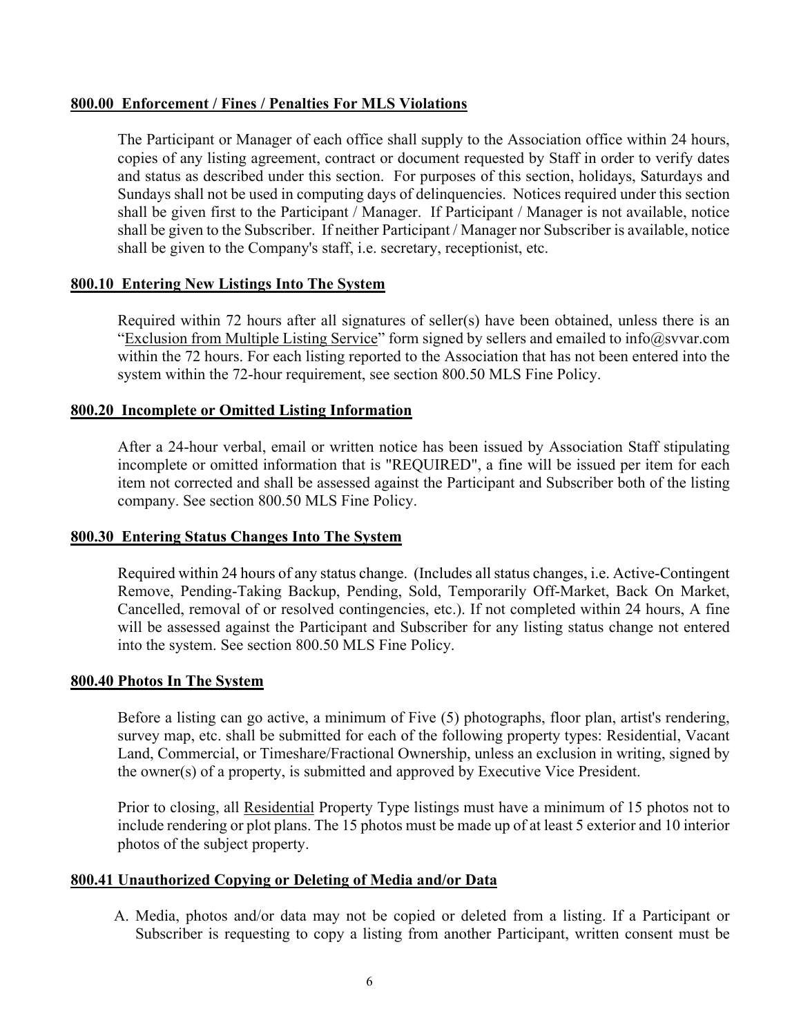## 800.00 Enforcement / Fines / Penalties For MLS Violations

The Participant or Manager of each office shall supply to the Association office within 24 hours, copies of any listing agreement, contract or document requested by Staff in order to verify dates and status as described under this section. For purposes of this section, holidays, Saturdays and Sundays shall not be used in computing days of delinquencies. Notices required under this section shall be given first to the Participant / Manager. If Participant / Manager is not available, notice shall be given to the Subscriber. If neither Participant / Manager nor Subscriber is available, notice shall be given to the Company's staff, i.e. secretary, receptionist, etc.

## 800.10 Entering New Listings Into The System

Required within 72 hours after all signatures of seller(s) have been obtained, unless there is an "Exclusion from Multiple Listing Service" form signed by sellers and emailed to info@svvar.com within the 72 hours. For each listing reported to the Association that has not been entered into the system within the 72-hour requirement, see section 800.50 MLS Fine Policy.

## 800.20 Incomplete or Omitted Listing Information

After a 24-hour verbal, email or written notice has been issued by Association Staff stipulating incomplete or omitted information that is "REQUIRED", a fine will be issued per item for each item not corrected and shall be assessed against the Participant and Subscriber both of the listing company. See section 800.50 MLS Fine Policy.

## 800.30 Entering Status Changes Into The System

Required within 24 hours of any status change. (Includes all status changes, i.e. Active-Contingent Remove, Pending-Taking Backup, Pending, Sold, Temporarily Off-Market, Back On Market, Cancelled, removal of or resolved contingencies, etc.). If not completed within 24 hours, A fine will be assessed against the Participant and Subscriber for any listing status change not entered into the system. See section 800.50 MLS Fine Policy.

## 800.40 Photos In The System

Before a listing can go active, a minimum of Five (5) photographs, floor plan, artist's rendering, survey map, etc. shall be submitted for each of the following property types: Residential, Vacant Land, Commercial, or Timeshare/Fractional Ownership, unless an exclusion in writing, signed by the owner(s) of a property, is submitted and approved by Executive Vice President.

Prior to closing, all Residential Property Type listings must have a minimum of 15 photos not to include rendering or plot plans. The 15 photos must be made up of at least 5 exterior and 10 interior photos of the subject property.

## 800.41 Unauthorized Copying or Deleting of Media and/or Data

A. Media, photos and/or data may not be copied or deleted from a listing. If a Participant or Subscriber is requesting to copy a listing from another Participant, written consent must be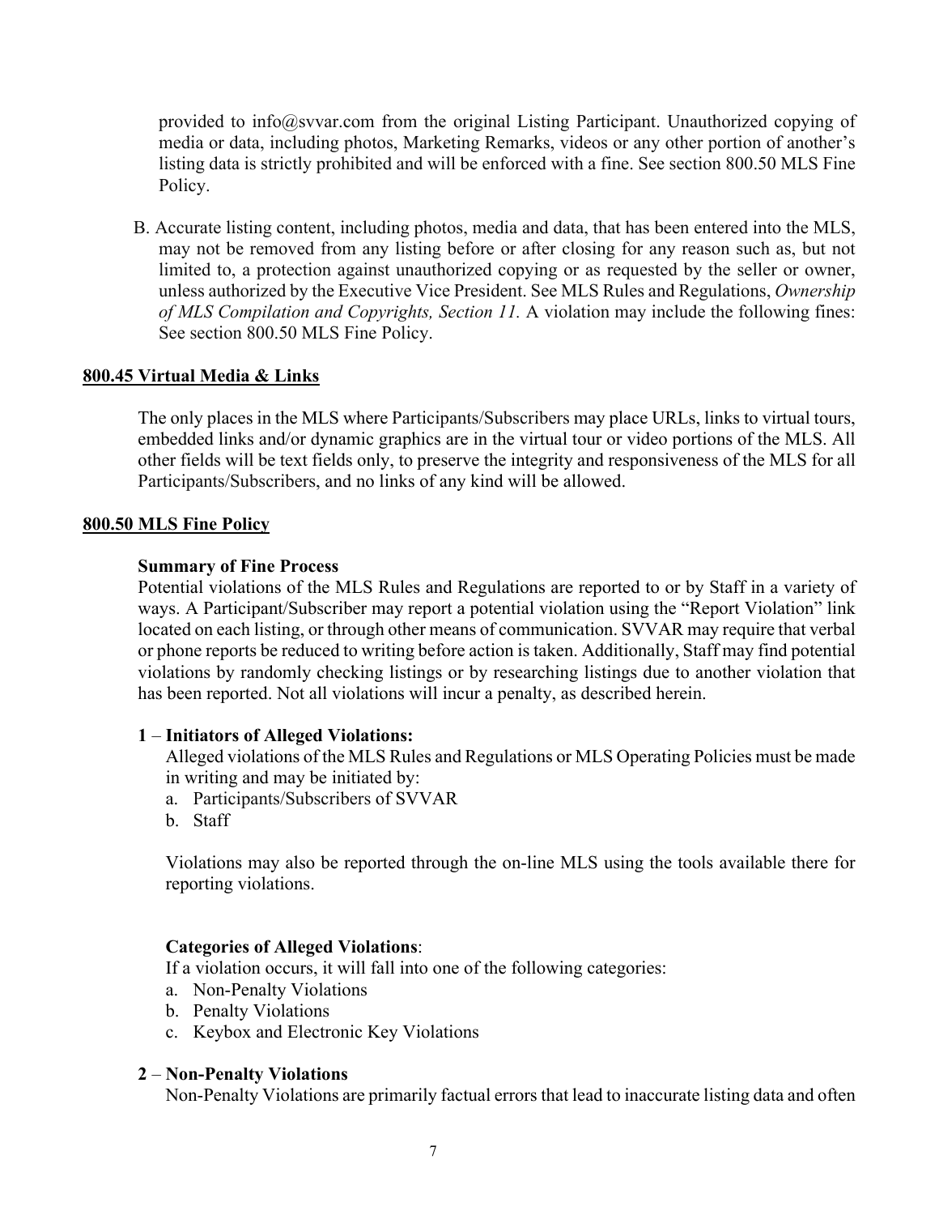provided to info@svvar.com from the original Listing Participant. Unauthorized copying of media or data, including photos, Marketing Remarks, videos or any other portion of another's listing data is strictly prohibited and will be enforced with a fine. See section 800.50 MLS Fine Policy.

B. Accurate listing content, including photos, media and data, that has been entered into the MLS, may not be removed from any listing before or after closing for any reason such as, but not limited to, a protection against unauthorized copying or as requested by the seller or owner, unless authorized by the Executive Vice President. See MLS Rules and Regulations, *Ownership of MLS Compilation and Copyrights, Section 11.* A violation may include the following fines: See section 800.50 MLS Fine Policy.

## 800.45 Virtual Media & Links

The only places in the MLS where Participants/Subscribers may place URLs, links to virtual tours, embedded links and/or dynamic graphics are in the virtual tour or video portions of the MLS. All other fields will be text fields only, to preserve the integrity and responsiveness of the MLS for all Participants/Subscribers, and no links of any kind will be allowed.

## 800.50 MLS Fine Policy

**Summary of Fine Process**

Potential violations of the MLS Rules and Regulations are reported to or by Staff in a variety of ways. A Participant/Subscriber may report a potential violation using the "Report Violation" link located on each listing, or through other means of communication. SVVAR may require that verbal or phone reports be reduced to writing before action is taken. Additionally, Staff may find potential violations by randomly checking listings or by researching listings due to another violation that has been reported. Not all violations will incur a penalty, as described herein.

**1** – **Initiators of Alleged Violations:**

Alleged violations of the MLS Rules and Regulations or MLS Operating Policies must be made in writing and may be initiated by:

a. Participants/Subscribers of SVVAR
b. Staff

Violations may also be reported through the on-line MLS using the tools available there for reporting violations.

**Categories of Alleged Violations**:

If a violation occurs, it will fall into one of the following categories:

a. Non-Penalty Violations
b. Penalty Violations
c. Keybox and Electronic Key Violations

**2** – **Non-Penalty Violations**

Non-Penalty Violations are primarily factual errors that lead to inaccurate listing data and often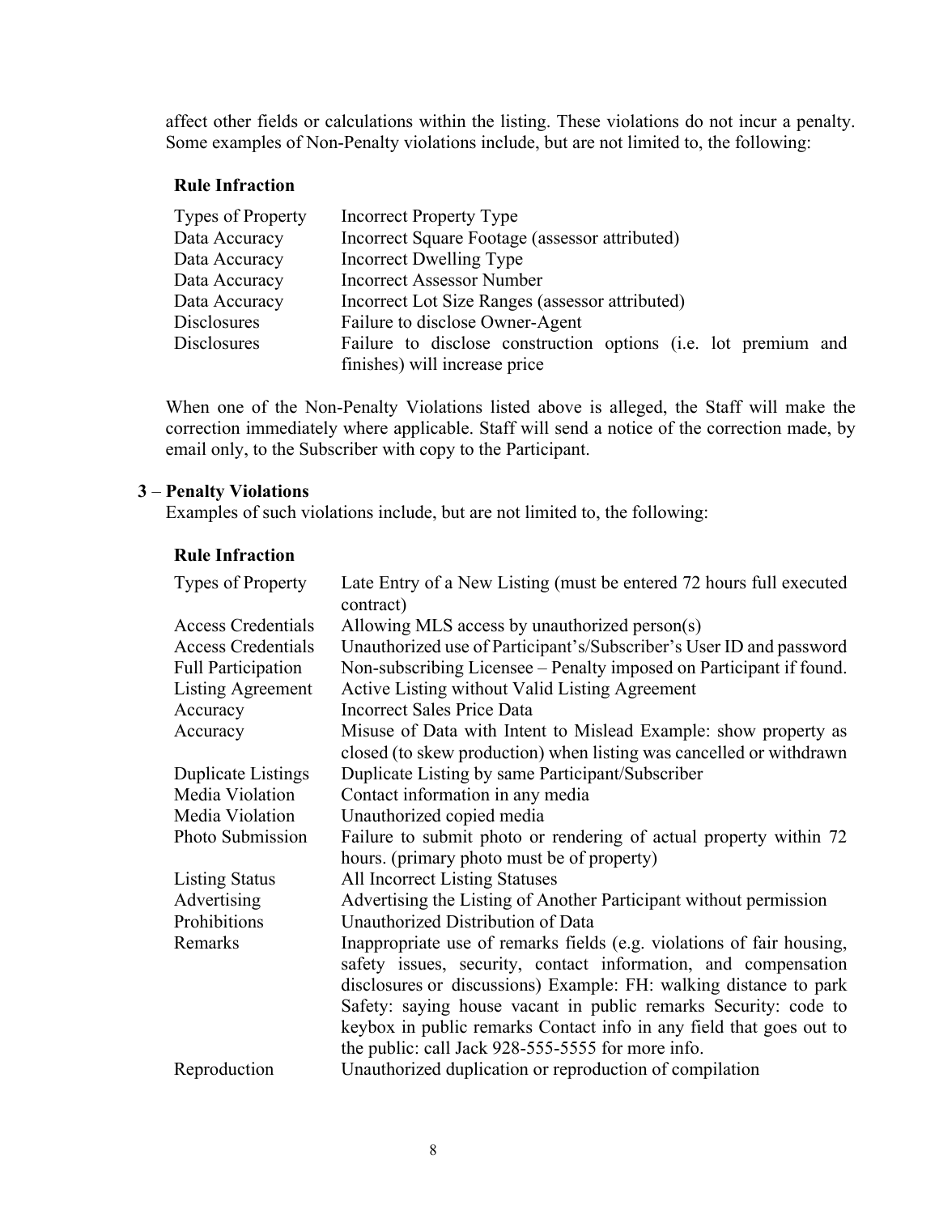affect other fields or calculations within the listing. These violations do not incur a penalty. Some examples of Non-Penalty violations include, but are not limited to, the following:

| **Rule** | **Infraction** |
|---|---|
| Types of Property | Incorrect Property Type |
| Data Accuracy | Incorrect Square Footage (assessor attributed) |
| Data Accuracy | Incorrect Dwelling Type |
| Data Accuracy | Incorrect Assessor Number |
| Data Accuracy | Incorrect Lot Size Ranges (assessor attributed) |
| Disclosures | Failure to disclose Owner-Agent |
| Disclosures | Failure to disclose construction options (i.e. lot premium and finishes) will increase price |

When one of the Non-Penalty Violations listed above is alleged, the Staff will make the correction immediately where applicable. Staff will send a notice of the correction made, by email only, to the Subscriber with copy to the Participant.

**3** – **Penalty Violations**

Examples of such violations include, but are not limited to, the following:

| **Rule** | **Infraction** |
|---|---|
| Types of Property | Late Entry of a New Listing (must be entered 72 hours full executed contract) |
| Access Credentials | Allowing MLS access by unauthorized person(s) |
| Access Credentials | Unauthorized use of Participant's/Subscriber's User ID and password |
| Full Participation | Non-subscribing Licensee – Penalty imposed on Participant if found. |
| Listing Agreement | Active Listing without Valid Listing Agreement |
| Accuracy | Incorrect Sales Price Data |
| Accuracy | Misuse of Data with Intent to Mislead Example: show property as closed (to skew production) when listing was cancelled or withdrawn |
| Duplicate Listings | Duplicate Listing by same Participant/Subscriber |
| Media Violation | Contact information in any media |
| Media Violation | Unauthorized copied media |
| Photo Submission | Failure to submit photo or rendering of actual property within 72 hours. (primary photo must be of property) |
| Listing Status | All Incorrect Listing Statuses |
| Advertising | Advertising the Listing of Another Participant without permission |
| Prohibitions | Unauthorized Distribution of Data |
| Remarks | Inappropriate use of remarks fields (e.g. violations of fair housing, safety issues, security, contact information, and compensation disclosures or discussions) Example: FH: walking distance to park Safety: saying house vacant in public remarks Security: code to keybox in public remarks Contact info in any field that goes out to the public: call Jack 928-555-5555 for more info. |
| Reproduction | Unauthorized duplication or reproduction of compilation |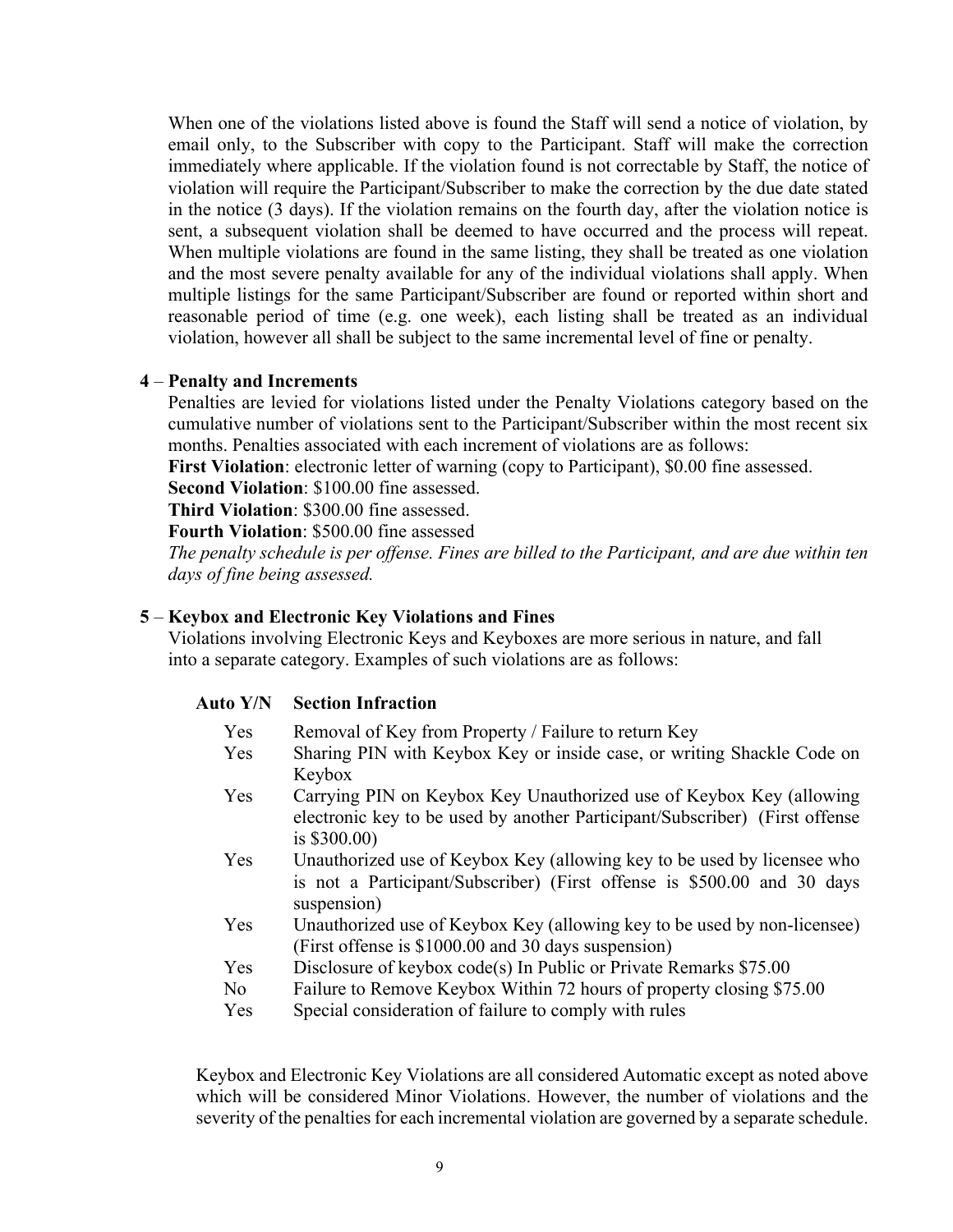When one of the violations listed above is found the Staff will send a notice of violation, by email only, to the Subscriber with copy to the Participant. Staff will make the correction immediately where applicable. If the violation found is not correctable by Staff, the notice of violation will require the Participant/Subscriber to make the correction by the due date stated in the notice (3 days). If the violation remains on the fourth day, after the violation notice is sent, a subsequent violation shall be deemed to have occurred and the process will repeat. When multiple violations are found in the same listing, they shall be treated as one violation and the most severe penalty available for any of the individual violations shall apply. When multiple listings for the same Participant/Subscriber are found or reported within short and reasonable period of time (e.g. one week), each listing shall be treated as an individual violation, however all shall be subject to the same incremental level of fine or penalty.

### 4 – Penalty and Increments

Penalties are levied for violations listed under the Penalty Violations category based on the cumulative number of violations sent to the Participant/Subscriber within the most recent six months. Penalties associated with each increment of violations are as follows:

**First Violation**: electronic letter of warning (copy to Participant), $0.00 fine assessed.

**Second Violation**: $100.00 fine assessed.

**Third Violation**: $300.00 fine assessed.

**Fourth Violation**: $500.00 fine assessed

*The penalty schedule is per offense. Fines are billed to the Participant, and are due within ten days of fine being assessed.*

### 5 – Keybox and Electronic Key Violations and Fines

Violations involving Electronic Keys and Keyboxes are more serious in nature, and fall into a separate category. Examples of such violations are as follows:

| Auto Y/N | Section Infraction |
|---|---|
| Yes | Removal of Key from Property / Failure to return Key |
| Yes | Sharing PIN with Keybox Key or inside case, or writing Shackle Code on Keybox |
| Yes | Carrying PIN on Keybox Key Unauthorized use of Keybox Key (allowing electronic key to be used by another Participant/Subscriber) (First offense is $300.00) |
| Yes | Unauthorized use of Keybox Key (allowing key to be used by licensee who is not a Participant/Subscriber) (First offense is $500.00 and 30 days suspension) |
| Yes | Unauthorized use of Keybox Key (allowing key to be used by non-licensee) (First offense is $1000.00 and 30 days suspension) |
| Yes | Disclosure of keybox code(s) In Public or Private Remarks $75.00 |
| No | Failure to Remove Keybox Within 72 hours of property closing $75.00 |
| Yes | Special consideration of failure to comply with rules |

Keybox and Electronic Key Violations are all considered Automatic except as noted above which will be considered Minor Violations. However, the number of violations and the severity of the penalties for each incremental violation are governed by a separate schedule.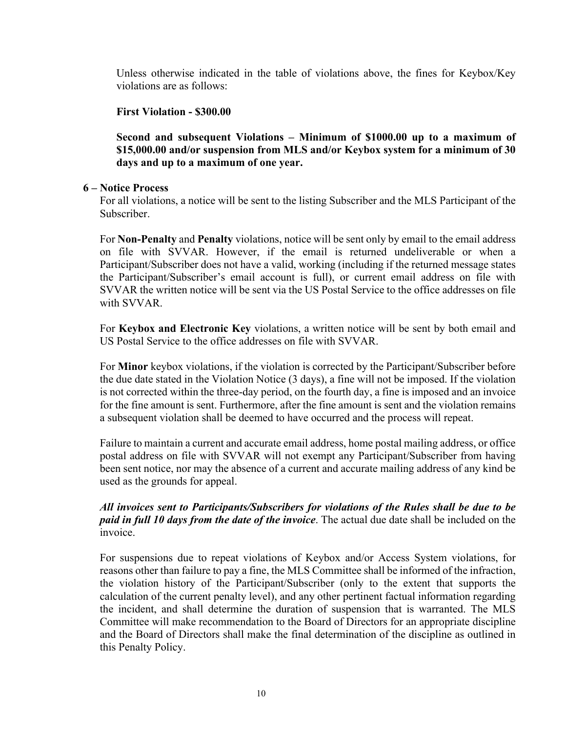Unless otherwise indicated in the table of violations above, the fines for Keybox/Key violations are as follows:

**First Violation - $300.00**

**Second and subsequent Violations – Minimum of $1000.00 up to a maximum of $15,000.00 and/or suspension from MLS and/or Keybox system for a minimum of 30 days and up to a maximum of one year.**

**6 – Notice Process**

For all violations, a notice will be sent to the listing Subscriber and the MLS Participant of the Subscriber.

For **Non-Penalty** and **Penalty** violations, notice will be sent only by email to the email address on file with SVVAR. However, if the email is returned undeliverable or when a Participant/Subscriber does not have a valid, working (including if the returned message states the Participant/Subscriber's email account is full), or current email address on file with SVVAR the written notice will be sent via the US Postal Service to the office addresses on file with SVVAR.

For **Keybox and Electronic Key** violations, a written notice will be sent by both email and US Postal Service to the office addresses on file with SVVAR.

For **Minor** keybox violations, if the violation is corrected by the Participant/Subscriber before the due date stated in the Violation Notice (3 days), a fine will not be imposed. If the violation is not corrected within the three-day period, on the fourth day, a fine is imposed and an invoice for the fine amount is sent. Furthermore, after the fine amount is sent and the violation remains a subsequent violation shall be deemed to have occurred and the process will repeat.

Failure to maintain a current and accurate email address, home postal mailing address, or office postal address on file with SVVAR will not exempt any Participant/Subscriber from having been sent notice, nor may the absence of a current and accurate mailing address of any kind be used as the grounds for appeal.

***All invoices sent to Participants/Subscribers for violations of the Rules shall be due to be paid in full 10 days from the date of the invoice***. The actual due date shall be included on the invoice.

For suspensions due to repeat violations of Keybox and/or Access System violations, for reasons other than failure to pay a fine, the MLS Committee shall be informed of the infraction, the violation history of the Participant/Subscriber (only to the extent that supports the calculation of the current penalty level), and any other pertinent factual information regarding the incident, and shall determine the duration of suspension that is warranted. The MLS Committee will make recommendation to the Board of Directors for an appropriate discipline and the Board of Directors shall make the final determination of the discipline as outlined in this Penalty Policy.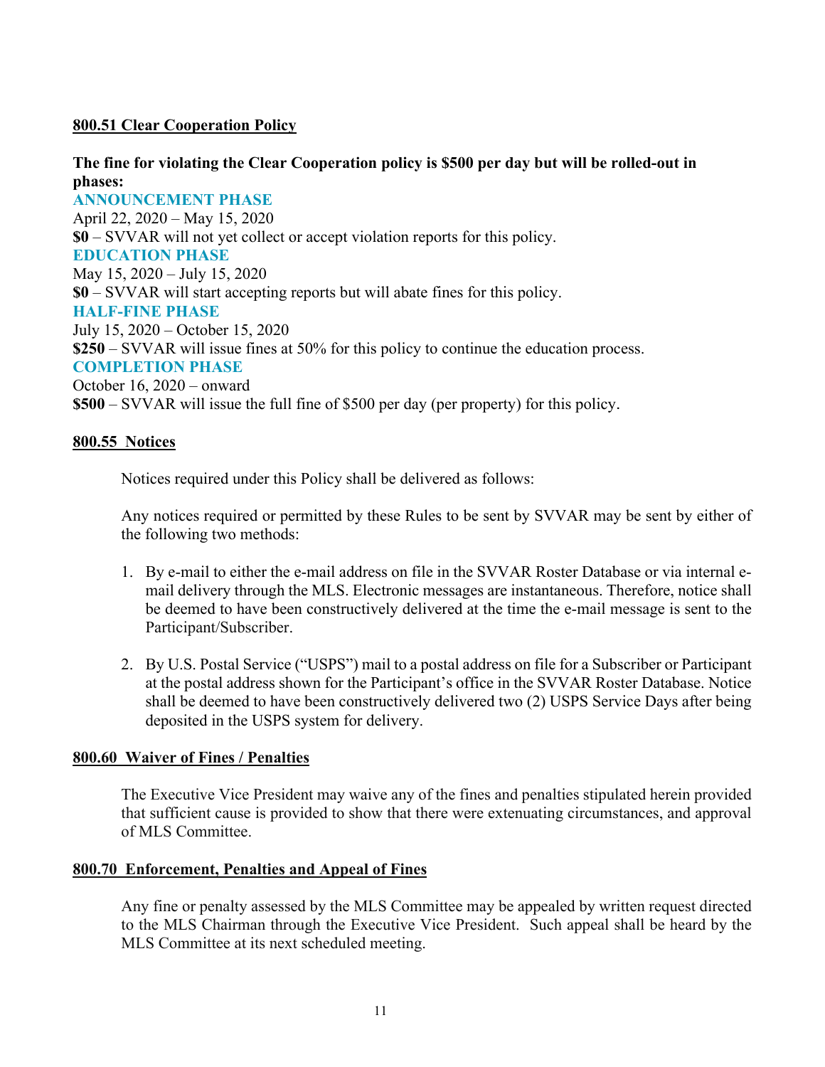### 800.51 Clear Cooperation Policy

**The fine for violating the Clear Cooperation policy is $500 per day but will be rolled-out in phases:**

**ANNOUNCEMENT PHASE**
April 22, 2020 – May 15, 2020
**$0** – SVVAR will not yet collect or accept violation reports for this policy.

**EDUCATION PHASE**
May 15, 2020 – July 15, 2020
**$0** – SVVAR will start accepting reports but will abate fines for this policy.

**HALF-FINE PHASE**
July 15, 2020 – October 15, 2020
**$250** – SVVAR will issue fines at 50% for this policy to continue the education process.

**COMPLETION PHASE**
October 16, 2020 – onward
**$500** – SVVAR will issue the full fine of $500 per day (per property) for this policy.

### 800.55 Notices

Notices required under this Policy shall be delivered as follows:

Any notices required or permitted by these Rules to be sent by SVVAR may be sent by either of the following two methods:

1. By e-mail to either the e-mail address on file in the SVVAR Roster Database or via internal e-mail delivery through the MLS. Electronic messages are instantaneous. Therefore, notice shall be deemed to have been constructively delivered at the time the e-mail message is sent to the Participant/Subscriber.

2. By U.S. Postal Service ("USPS") mail to a postal address on file for a Subscriber or Participant at the postal address shown for the Participant's office in the SVVAR Roster Database. Notice shall be deemed to have been constructively delivered two (2) USPS Service Days after being deposited in the USPS system for delivery.

### 800.60 Waiver of Fines / Penalties

The Executive Vice President may waive any of the fines and penalties stipulated herein provided that sufficient cause is provided to show that there were extenuating circumstances, and approval of MLS Committee.

### 800.70 Enforcement, Penalties and Appeal of Fines

Any fine or penalty assessed by the MLS Committee may be appealed by written request directed to the MLS Chairman through the Executive Vice President. Such appeal shall be heard by the MLS Committee at its next scheduled meeting.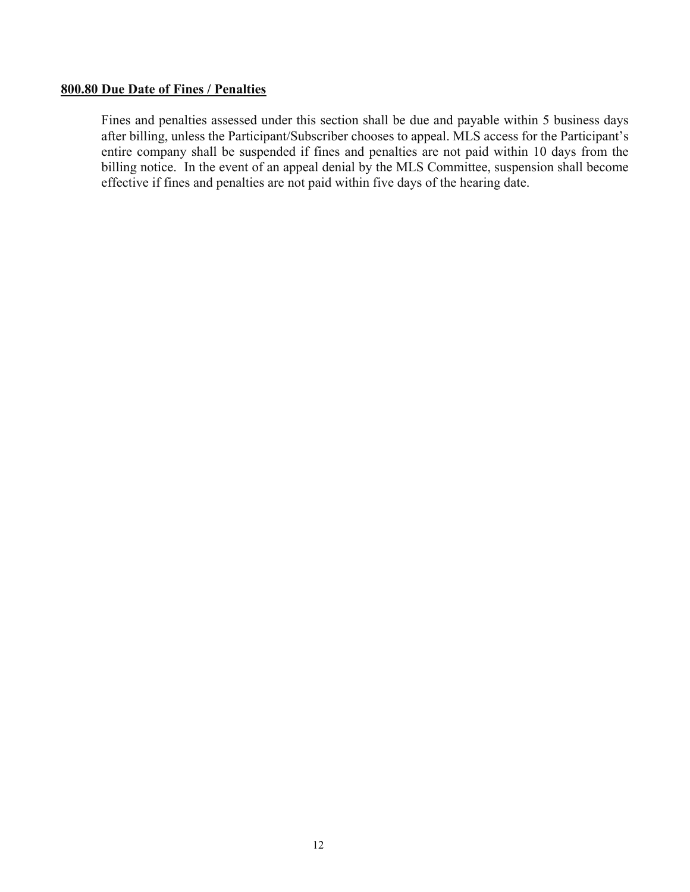**800.80 Due Date of Fines / Penalties**

Fines and penalties assessed under this section shall be due and payable within 5 business days after billing, unless the Participant/Subscriber chooses to appeal. MLS access for the Participant's entire company shall be suspended if fines and penalties are not paid within 10 days from the billing notice. In the event of an appeal denial by the MLS Committee, suspension shall become effective if fines and penalties are not paid within five days of the hearing date.